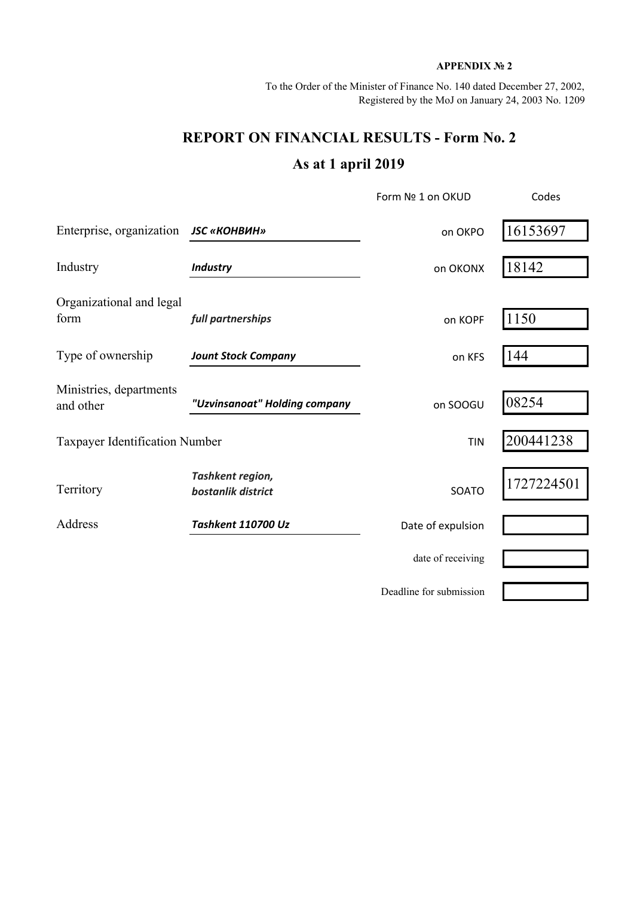**APPENDIX № 2**

To the Order of the Minister of Finance No. 140 dated December 27, 2002,
Registered by the MoJ on January 24, 2003 No. 1209

# REPORT ON FINANCIAL RESULTS - Form No. 2

## As at 1 april 2019

| | | | |
|---|---|---|---|
| | | Form № 1 on OKUD | Codes |
| Enterprise, organization | ***JSC «КОНВИН»*** | on OKPO | 16153697 |
| Industry | ***Industry*** | on OKONX | 18142 |
| Organizational and legal form | ***full partnerships*** | on KOPF | 1150 |
| Type of ownership | ***Jount Stock Company*** | on KFS | 144 |
| Ministries, departments and other | ***"Uzvinsanoat" Holding company*** | on SOOGU | 08254 |
| Taxpayer Identification Number | | TIN | 200441238 |
| Territory | ***Tashkent region, bostanlik district*** | SOATO | 1727224501 |
| Address | ***Tashkent 110700 Uz*** | Date of expulsion | |
| | | date of receiving | |
| | | Deadline for submission | |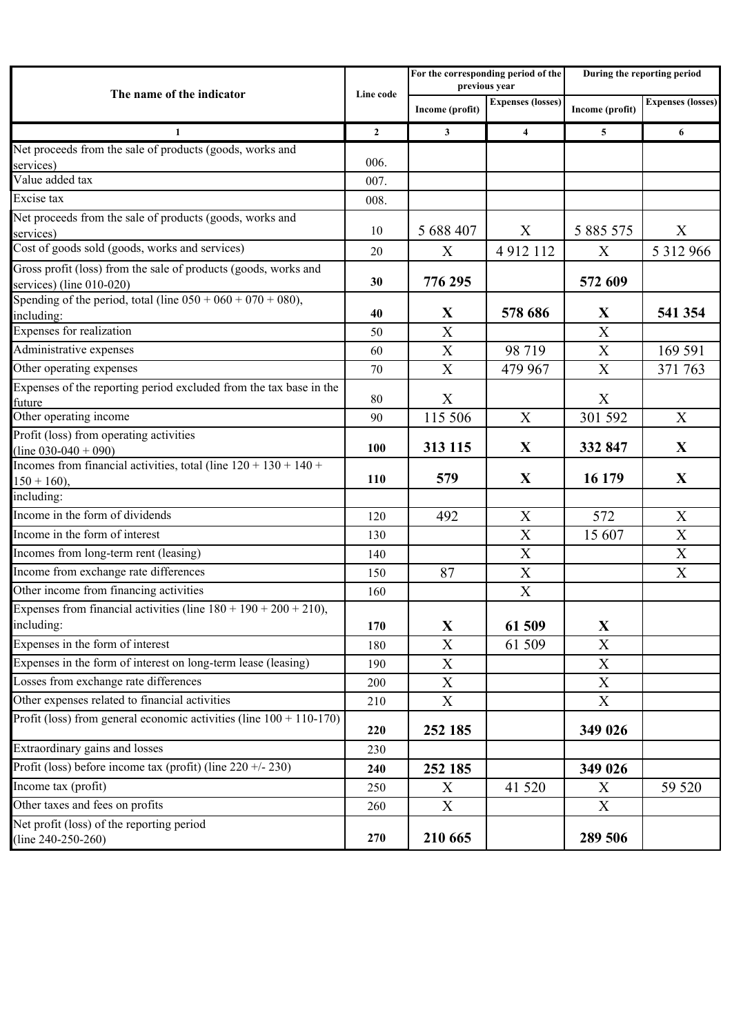| The name of the indicator | Line code | For the corresponding period of the previous year | | During the reporting period | |
|---|---|---|---|---|---|
| | | Income (profit) | Expenses (losses) | Income (profit) | Expenses (losses) |
| 1 | 2 | 3 | 4 | 5 | 6 |
| Net proceeds from the sale of products (goods, works and services) | 006. | | | | |
| Value added tax | 007. | | | | |
| Excise tax | 008. | | | | |
| Net proceeds from the sale of products (goods, works and services) | 10 | 5 688 407 | X | 5 885 575 | X |
| Cost of goods sold (goods, works and services) | 20 | X | 4 912 112 | X | 5 312 966 |
| Gross profit (loss) from the sale of products (goods, works and services) (line 010-020) | **30** | **776 295** | | **572 609** | |
| Spending of the period, total (line 050 + 060 + 070 + 080), including: | **40** | **X** | **578 686** | **X** | **541 354** |
| Expenses for realization | 50 | X | | X | |
| Administrative expenses | 60 | X | 98 719 | X | 169 591 |
| Other operating expenses | 70 | X | 479 967 | X | 371 763 |
| Expenses of the reporting period excluded from the tax base in the future | 80 | X | | X | |
| Other operating income | 90 | 115 506 | X | 301 592 | X |
| Profit (loss) from operating activities (line 030-040 + 090) | **100** | **313 115** | **X** | **332 847** | **X** |
| Incomes from financial activities, total (line 120 + 130 + 140 + 150 + 160), | **110** | **579** | **X** | **16 179** | **X** |
| including: | | | | | |
| Income in the form of dividends | 120 | 492 | X | 572 | X |
| Income in the form of interest | 130 | | X | 15 607 | X |
| Incomes from long-term rent (leasing) | 140 | | X | | X |
| Income from exchange rate differences | 150 | 87 | X | | X |
| Other income from financing activities | 160 | | X | | |
| Expenses from financial activities (line 180 + 190 + 200 + 210), including: | **170** | **X** | **61 509** | **X** | |
| Expenses in the form of interest | 180 | X | 61 509 | X | |
| Expenses in the form of interest on long-term lease (leasing) | 190 | X | | X | |
| Losses from exchange rate differences | 200 | X | | X | |
| Other expenses related to financial activities | 210 | X | | X | |
| Profit (loss) from general economic activities (line 100 + 110-170) | **220** | **252 185** | | **349 026** | |
| Extraordinary gains and losses | 230 | | | | |
| Profit (loss) before income tax (profit) (line 220 +/- 230) | **240** | **252 185** | | **349 026** | |
| Income tax (profit) | 250 | X | 41 520 | X | 59 520 |
| Other taxes and fees on profits | 260 | X | | X | |
| Net profit (loss) of the reporting period (line 240-250-260) | **270** | **210 665** | | **289 506** | |